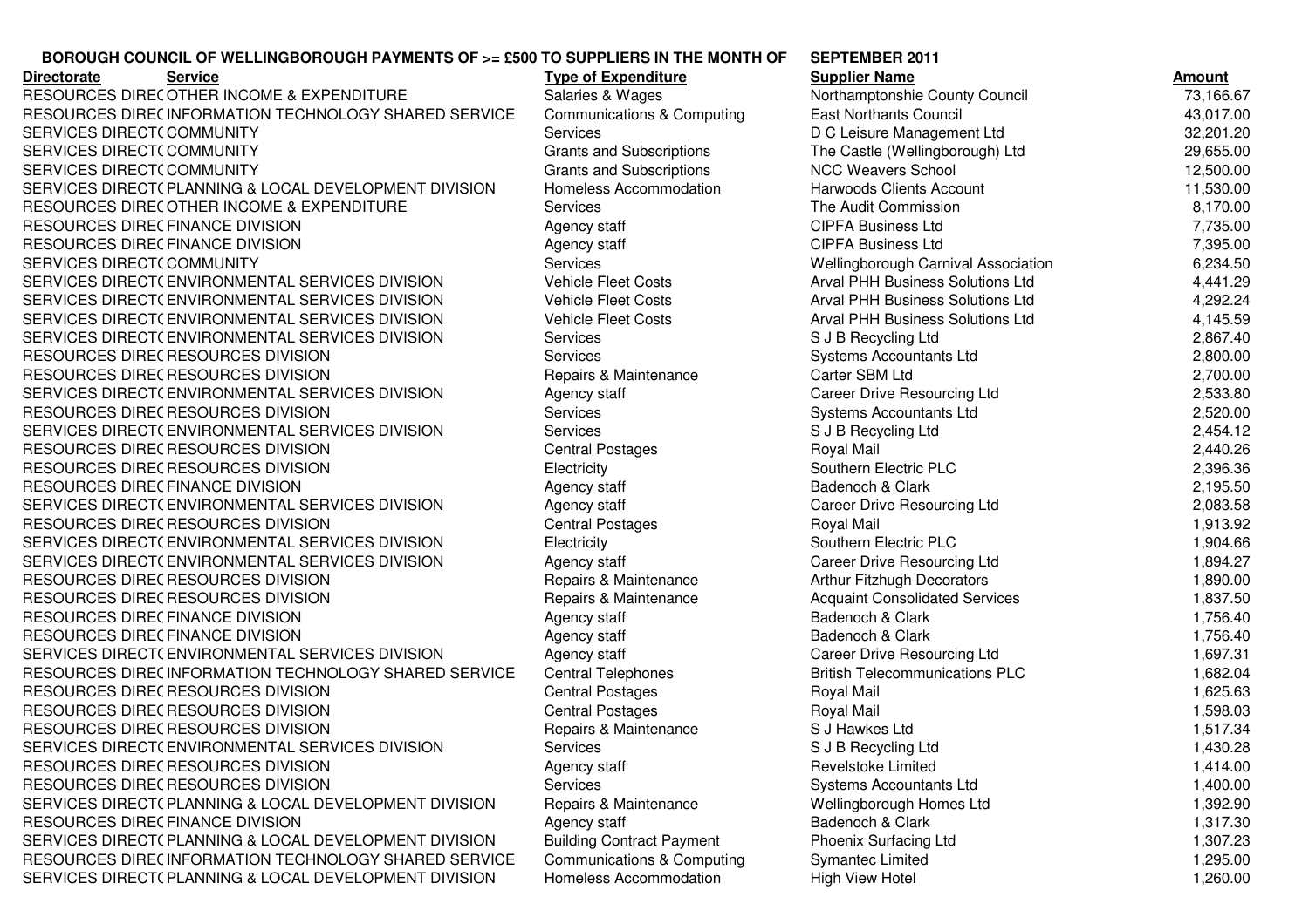**BOROUGH COUNCIL OF WELLINGBOROUGH PAYMENTS OF >= £500 TO SUPPLIERS IN THE MONTH OF SEPTEMBER 2011**

| Directorate | Service | Type of Expenditure | Supplier Name | Amount |
|---|---|---|---|---|
| RESOURCES DIREC | OTHER INCOME & EXPENDITURE | Salaries & Wages | Northamptonshie County Council | 73,166.67 |
| RESOURCES DIREC | INFORMATION TECHNOLOGY SHARED SERVICE | Communications & Computing | East Northants Council | 43,017.00 |
| SERVICES DIRECT( | COMMUNITY | Services | D C Leisure Management Ltd | 32,201.20 |
| SERVICES DIRECT( | COMMUNITY | Grants and Subscriptions | The Castle (Wellingborough) Ltd | 29,655.00 |
| SERVICES DIRECT( | COMMUNITY | Grants and Subscriptions | NCC Weavers School | 12,500.00 |
| SERVICES DIRECT( | PLANNING & LOCAL DEVELOPMENT DIVISION | Homeless Accommodation | Harwoods Clients Account | 11,530.00 |
| RESOURCES DIREC | OTHER INCOME & EXPENDITURE | Services | The Audit Commission | 8,170.00 |
| RESOURCES DIREC | FINANCE DIVISION | Agency staff | CIPFA Business Ltd | 7,735.00 |
| RESOURCES DIREC | FINANCE DIVISION | Agency staff | CIPFA Business Ltd | 7,395.00 |
| SERVICES DIRECT( | COMMUNITY | Services | Wellingborough Carnival Association | 6,234.50 |
| SERVICES DIRECT( | ENVIRONMENTAL SERVICES DIVISION | Vehicle Fleet Costs | Arval PHH Business Solutions Ltd | 4,441.29 |
| SERVICES DIRECT( | ENVIRONMENTAL SERVICES DIVISION | Vehicle Fleet Costs | Arval PHH Business Solutions Ltd | 4,292.24 |
| SERVICES DIRECT( | ENVIRONMENTAL SERVICES DIVISION | Vehicle Fleet Costs | Arval PHH Business Solutions Ltd | 4,145.59 |
| SERVICES DIRECT( | ENVIRONMENTAL SERVICES DIVISION | Services | S J B Recycling Ltd | 2,867.40 |
| RESOURCES DIREC | RESOURCES DIVISION | Services | Systems Accountants Ltd | 2,800.00 |
| RESOURCES DIREC | RESOURCES DIVISION | Repairs & Maintenance | Carter SBM Ltd | 2,700.00 |
| SERVICES DIRECT( | ENVIRONMENTAL SERVICES DIVISION | Agency staff | Career Drive Resourcing Ltd | 2,533.80 |
| RESOURCES DIREC | RESOURCES DIVISION | Services | Systems Accountants Ltd | 2,520.00 |
| SERVICES DIRECT( | ENVIRONMENTAL SERVICES DIVISION | Services | S J B Recycling Ltd | 2,454.12 |
| RESOURCES DIREC | RESOURCES DIVISION | Central Postages | Royal Mail | 2,440.26 |
| RESOURCES DIREC | RESOURCES DIVISION | Electricity | Southern Electric PLC | 2,396.36 |
| RESOURCES DIREC | FINANCE DIVISION | Agency staff | Badenoch & Clark | 2,195.50 |
| SERVICES DIRECT( | ENVIRONMENTAL SERVICES DIVISION | Agency staff | Career Drive Resourcing Ltd | 2,083.58 |
| RESOURCES DIREC | RESOURCES DIVISION | Central Postages | Royal Mail | 1,913.92 |
| SERVICES DIRECT( | ENVIRONMENTAL SERVICES DIVISION | Electricity | Southern Electric PLC | 1,904.66 |
| SERVICES DIRECT( | ENVIRONMENTAL SERVICES DIVISION | Agency staff | Career Drive Resourcing Ltd | 1,894.27 |
| RESOURCES DIREC | RESOURCES DIVISION | Repairs & Maintenance | Arthur Fitzhugh Decorators | 1,890.00 |
| RESOURCES DIREC | RESOURCES DIVISION | Repairs & Maintenance | Acquaint Consolidated Services | 1,837.50 |
| RESOURCES DIREC | FINANCE DIVISION | Agency staff | Badenoch & Clark | 1,756.40 |
| RESOURCES DIREC | FINANCE DIVISION | Agency staff | Badenoch & Clark | 1,756.40 |
| SERVICES DIRECT( | ENVIRONMENTAL SERVICES DIVISION | Agency staff | Career Drive Resourcing Ltd | 1,697.31 |
| RESOURCES DIREC | INFORMATION TECHNOLOGY SHARED SERVICE | Central Telephones | British Telecommunications PLC | 1,682.04 |
| RESOURCES DIREC | RESOURCES DIVISION | Central Postages | Royal Mail | 1,625.63 |
| RESOURCES DIREC | RESOURCES DIVISION | Central Postages | Royal Mail | 1,598.03 |
| RESOURCES DIREC | RESOURCES DIVISION | Repairs & Maintenance | S J Hawkes Ltd | 1,517.34 |
| SERVICES DIRECT( | ENVIRONMENTAL SERVICES DIVISION | Services | S J B Recycling Ltd | 1,430.28 |
| RESOURCES DIREC | RESOURCES DIVISION | Agency staff | Revelstoke Limited | 1,414.00 |
| RESOURCES DIREC | RESOURCES DIVISION | Services | Systems Accountants Ltd | 1,400.00 |
| SERVICES DIRECT( | PLANNING & LOCAL DEVELOPMENT DIVISION | Repairs & Maintenance | Wellingborough Homes Ltd | 1,392.90 |
| RESOURCES DIREC | FINANCE DIVISION | Agency staff | Badenoch & Clark | 1,317.30 |
| SERVICES DIRECT( | PLANNING & LOCAL DEVELOPMENT DIVISION | Building Contract Payment | Phoenix Surfacing Ltd | 1,307.23 |
| RESOURCES DIREC | INFORMATION TECHNOLOGY SHARED SERVICE | Communications & Computing | Symantec Limited | 1,295.00 |
| SERVICES DIRECT( | PLANNING & LOCAL DEVELOPMENT DIVISION | Homeless Accommodation | High View Hotel | 1,260.00 |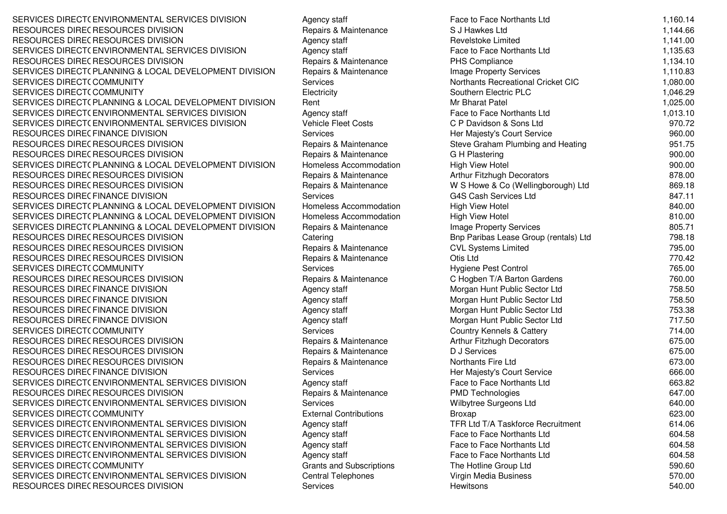| | | | | |
|---|---|---|---|---|
| SERVICES DIRECT( | ENVIRONMENTAL SERVICES DIVISION | Agency staff | Face to Face Northants Ltd | 1,160.14 |
| RESOURCES DIREC | RESOURCES DIVISION | Repairs & Maintenance | S J Hawkes Ltd | 1,144.66 |
| RESOURCES DIREC | RESOURCES DIVISION | Agency staff | Revelstoke Limited | 1,141.00 |
| SERVICES DIRECT( | ENVIRONMENTAL SERVICES DIVISION | Agency staff | Face to Face Northants Ltd | 1,135.63 |
| RESOURCES DIREC | RESOURCES DIVISION | Repairs & Maintenance | PHS Compliance | 1,134.10 |
| SERVICES DIRECT( | PLANNING & LOCAL DEVELOPMENT DIVISION | Repairs & Maintenance | Image Property Services | 1,110.83 |
| SERVICES DIRECT( | COMMUNITY | Services | Northants Recreational Cricket CIC | 1,080.00 |
| SERVICES DIRECT( | COMMUNITY | Electricity | Southern Electric PLC | 1,046.29 |
| SERVICES DIRECT( | PLANNING & LOCAL DEVELOPMENT DIVISION | Rent | Mr Bharat Patel | 1,025.00 |
| SERVICES DIRECT( | ENVIRONMENTAL SERVICES DIVISION | Agency staff | Face to Face Northants Ltd | 1,013.10 |
| SERVICES DIRECT( | ENVIRONMENTAL SERVICES DIVISION | Vehicle Fleet Costs | C P Davidson & Sons Ltd | 970.72 |
| RESOURCES DIREC | FINANCE DIVISION | Services | Her Majesty's Court Service | 960.00 |
| RESOURCES DIREC | RESOURCES DIVISION | Repairs & Maintenance | Steve Graham Plumbing and Heating | 951.75 |
| RESOURCES DIREC | RESOURCES DIVISION | Repairs & Maintenance | G H Plastering | 900.00 |
| SERVICES DIRECT( | PLANNING & LOCAL DEVELOPMENT DIVISION | Homeless Accommodation | High View Hotel | 900.00 |
| RESOURCES DIREC | RESOURCES DIVISION | Repairs & Maintenance | Arthur Fitzhugh Decorators | 878.00 |
| RESOURCES DIREC | RESOURCES DIVISION | Repairs & Maintenance | W S Howe & Co (Wellingborough) Ltd | 869.18 |
| RESOURCES DIREC | FINANCE DIVISION | Services | G4S Cash Services Ltd | 847.11 |
| SERVICES DIRECT( | PLANNING & LOCAL DEVELOPMENT DIVISION | Homeless Accommodation | High View Hotel | 840.00 |
| SERVICES DIRECT( | PLANNING & LOCAL DEVELOPMENT DIVISION | Homeless Accommodation | High View Hotel | 810.00 |
| SERVICES DIRECT( | PLANNING & LOCAL DEVELOPMENT DIVISION | Repairs & Maintenance | Image Property Services | 805.71 |
| RESOURCES DIREC | RESOURCES DIVISION | Catering | Bnp Paribas Lease Group (rentals) Ltd | 798.18 |
| RESOURCES DIREC | RESOURCES DIVISION | Repairs & Maintenance | CVL Systems Limited | 795.00 |
| RESOURCES DIREC | RESOURCES DIVISION | Repairs & Maintenance | Otis Ltd | 770.42 |
| SERVICES DIRECT( | COMMUNITY | Services | Hygiene Pest Control | 765.00 |
| RESOURCES DIREC | RESOURCES DIVISION | Repairs & Maintenance | C Hogben T/A Barton Gardens | 760.00 |
| RESOURCES DIREC | FINANCE DIVISION | Agency staff | Morgan Hunt Public Sector Ltd | 758.50 |
| RESOURCES DIREC | FINANCE DIVISION | Agency staff | Morgan Hunt Public Sector Ltd | 758.50 |
| RESOURCES DIREC | FINANCE DIVISION | Agency staff | Morgan Hunt Public Sector Ltd | 753.38 |
| RESOURCES DIREC | FINANCE DIVISION | Agency staff | Morgan Hunt Public Sector Ltd | 717.50 |
| SERVICES DIRECT( | COMMUNITY | Services | Country Kennels & Cattery | 714.00 |
| RESOURCES DIREC | RESOURCES DIVISION | Repairs & Maintenance | Arthur Fitzhugh Decorators | 675.00 |
| RESOURCES DIREC | RESOURCES DIVISION | Repairs & Maintenance | D J Services | 675.00 |
| RESOURCES DIREC | RESOURCES DIVISION | Repairs & Maintenance | Northants Fire Ltd | 673.00 |
| RESOURCES DIREC | FINANCE DIVISION | Services | Her Majesty's Court Service | 666.00 |
| SERVICES DIRECT( | ENVIRONMENTAL SERVICES DIVISION | Agency staff | Face to Face Northants Ltd | 663.82 |
| RESOURCES DIREC | RESOURCES DIVISION | Repairs & Maintenance | PMD Technologies | 647.00 |
| SERVICES DIRECT( | ENVIRONMENTAL SERVICES DIVISION | Services | Wilbytree Surgeons Ltd | 640.00 |
| SERVICES DIRECT( | COMMUNITY | External Contributions | Broxap | 623.00 |
| SERVICES DIRECT( | ENVIRONMENTAL SERVICES DIVISION | Agency staff | TFR Ltd T/A Taskforce Recruitment | 614.06 |
| SERVICES DIRECT( | ENVIRONMENTAL SERVICES DIVISION | Agency staff | Face to Face Northants Ltd | 604.58 |
| SERVICES DIRECT( | ENVIRONMENTAL SERVICES DIVISION | Agency staff | Face to Face Northants Ltd | 604.58 |
| SERVICES DIRECT( | ENVIRONMENTAL SERVICES DIVISION | Agency staff | Face to Face Northants Ltd | 604.58 |
| SERVICES DIRECT( | COMMUNITY | Grants and Subscriptions | The Hotline Group Ltd | 590.60 |
| SERVICES DIRECT( | ENVIRONMENTAL SERVICES DIVISION | Central Telephones | Virgin Media Business | 570.00 |
| RESOURCES DIREC | RESOURCES DIVISION | Services | Hewitsons | 540.00 |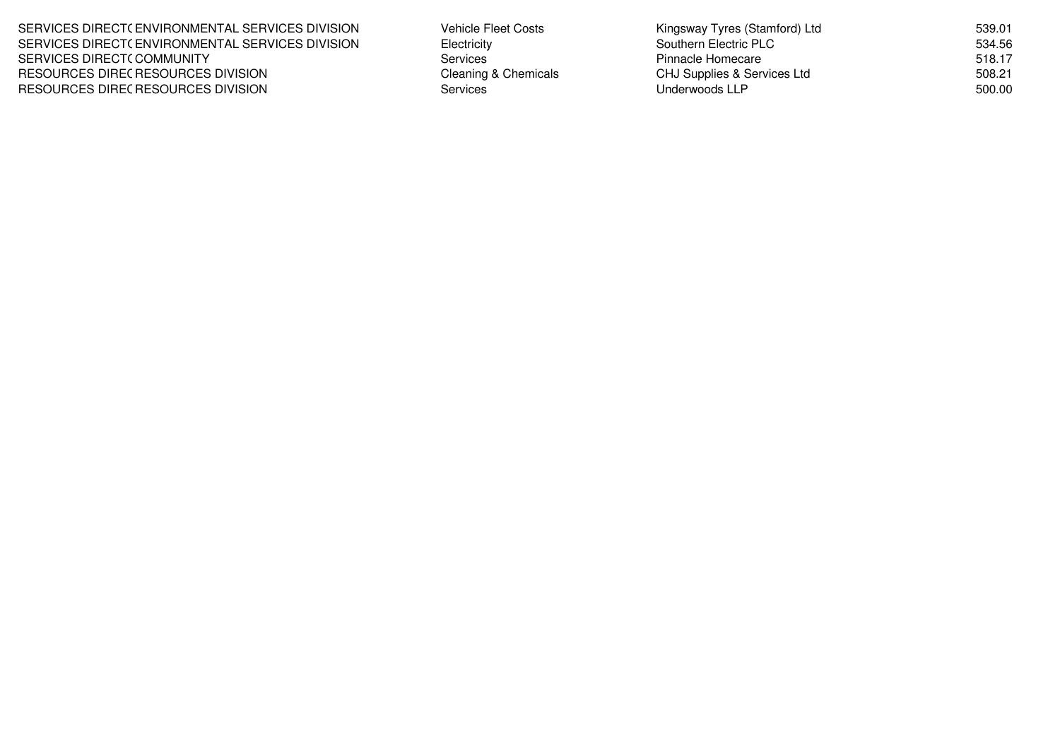| | | | | |
|---|---|---|---|---|
| SERVICES DIRECT( | ENVIRONMENTAL SERVICES DIVISION | Vehicle Fleet Costs | Kingsway Tyres (Stamford) Ltd | 539.01 |
| SERVICES DIRECT( | ENVIRONMENTAL SERVICES DIVISION | Electricity | Southern Electric PLC | 534.56 |
| SERVICES DIRECT( | COMMUNITY | Services | Pinnacle Homecare | 518.17 |
| RESOURCES DIREC | RESOURCES DIVISION | Cleaning & Chemicals | CHJ Supplies & Services Ltd | 508.21 |
| RESOURCES DIREC | RESOURCES DIVISION | Services | Underwoods LLP | 500.00 |